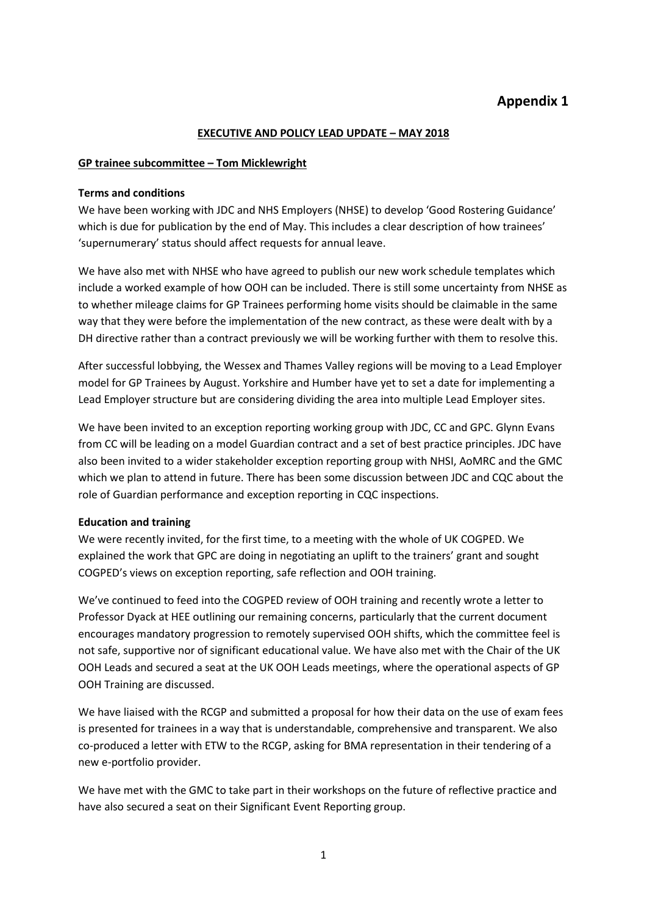# Appendix 1

## EXECUTIVE AND POLICY LEAD UPDATE – MAY 2018

### GP trainee subcommittee – Tom Micklewright

**Terms and conditions**

We have been working with JDC and NHS Employers (NHSE) to develop 'Good Rostering Guidance' which is due for publication by the end of May. This includes a clear description of how trainees' 'supernumerary' status should affect requests for annual leave.

We have also met with NHSE who have agreed to publish our new work schedule templates which include a worked example of how OOH can be included. There is still some uncertainty from NHSE as to whether mileage claims for GP Trainees performing home visits should be claimable in the same way that they were before the implementation of the new contract, as these were dealt with by a DH directive rather than a contract previously we will be working further with them to resolve this.

After successful lobbying, the Wessex and Thames Valley regions will be moving to a Lead Employer model for GP Trainees by August. Yorkshire and Humber have yet to set a date for implementing a Lead Employer structure but are considering dividing the area into multiple Lead Employer sites.

We have been invited to an exception reporting working group with JDC, CC and GPC. Glynn Evans from CC will be leading on a model Guardian contract and a set of best practice principles. JDC have also been invited to a wider stakeholder exception reporting group with NHSI, AoMRC and the GMC which we plan to attend in future. There has been some discussion between JDC and CQC about the role of Guardian performance and exception reporting in CQC inspections.

**Education and training**

We were recently invited, for the first time, to a meeting with the whole of UK COGPED. We explained the work that GPC are doing in negotiating an uplift to the trainers' grant and sought COGPED's views on exception reporting, safe reflection and OOH training.

We've continued to feed into the COGPED review of OOH training and recently wrote a letter to Professor Dyack at HEE outlining our remaining concerns, particularly that the current document encourages mandatory progression to remotely supervised OOH shifts, which the committee feel is not safe, supportive nor of significant educational value. We have also met with the Chair of the UK OOH Leads and secured a seat at the UK OOH Leads meetings, where the operational aspects of GP OOH Training are discussed.

We have liaised with the RCGP and submitted a proposal for how their data on the use of exam fees is presented for trainees in a way that is understandable, comprehensive and transparent. We also co-produced a letter with ETW to the RCGP, asking for BMA representation in their tendering of a new e-portfolio provider.

We have met with the GMC to take part in their workshops on the future of reflective practice and have also secured a seat on their Significant Event Reporting group.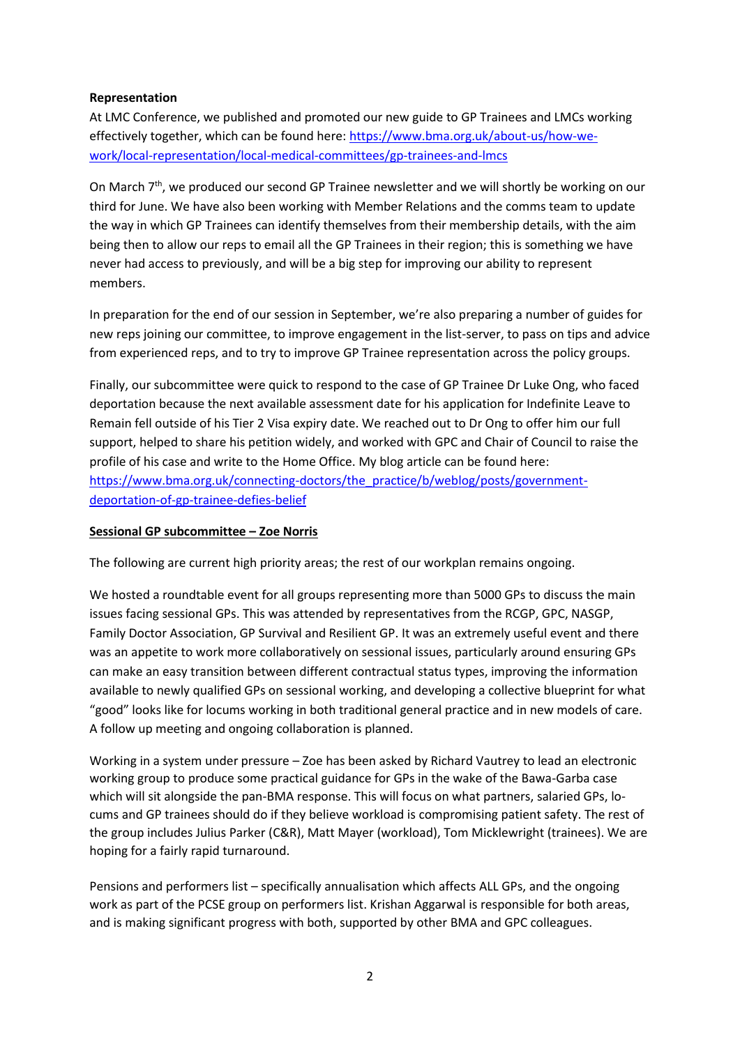**Representation**

At LMC Conference, we published and promoted our new guide to GP Trainees and LMCs working effectively together, which can be found here: [https://www.bma.org.uk/about-us/how-we-work/local-representation/local-medical-committees/gp-trainees-and-lmcs](https://www.bma.org.uk/about-us/how-we-work/local-representation/local-medical-committees/gp-trainees-and-lmcs)

On March 7th, we produced our second GP Trainee newsletter and we will shortly be working on our third for June. We have also been working with Member Relations and the comms team to update the way in which GP Trainees can identify themselves from their membership details, with the aim being then to allow our reps to email all the GP Trainees in their region; this is something we have never had access to previously, and will be a big step for improving our ability to represent members.

In preparation for the end of our session in September, we're also preparing a number of guides for new reps joining our committee, to improve engagement in the list-server, to pass on tips and advice from experienced reps, and to try to improve GP Trainee representation across the policy groups.

Finally, our subcommittee were quick to respond to the case of GP Trainee Dr Luke Ong, who faced deportation because the next available assessment date for his application for Indefinite Leave to Remain fell outside of his Tier 2 Visa expiry date. We reached out to Dr Ong to offer him our full support, helped to share his petition widely, and worked with GPC and Chair of Council to raise the profile of his case and write to the Home Office. My blog article can be found here: [https://www.bma.org.uk/connecting-doctors/the_practice/b/weblog/posts/government-deportation-of-gp-trainee-defies-belief](https://www.bma.org.uk/connecting-doctors/the_practice/b/weblog/posts/government-deportation-of-gp-trainee-defies-belief)

**Sessional GP subcommittee – Zoe Norris**

The following are current high priority areas; the rest of our workplan remains ongoing.

We hosted a roundtable event for all groups representing more than 5000 GPs to discuss the main issues facing sessional GPs. This was attended by representatives from the RCGP, GPC, NASGP, Family Doctor Association, GP Survival and Resilient GP. It was an extremely useful event and there was an appetite to work more collaboratively on sessional issues, particularly around ensuring GPs can make an easy transition between different contractual status types, improving the information available to newly qualified GPs on sessional working, and developing a collective blueprint for what "good" looks like for locums working in both traditional general practice and in new models of care. A follow up meeting and ongoing collaboration is planned.

Working in a system under pressure – Zoe has been asked by Richard Vautrey to lead an electronic working group to produce some practical guidance for GPs in the wake of the Bawa-Garba case which will sit alongside the pan-BMA response. This will focus on what partners, salaried GPs, locums and GP trainees should do if they believe workload is compromising patient safety. The rest of the group includes Julius Parker (C&R), Matt Mayer (workload), Tom Micklewright (trainees). We are hoping for a fairly rapid turnaround.

Pensions and performers list – specifically annualisation which affects ALL GPs, and the ongoing work as part of the PCSE group on performers list. Krishan Aggarwal is responsible for both areas, and is making significant progress with both, supported by other BMA and GPC colleagues.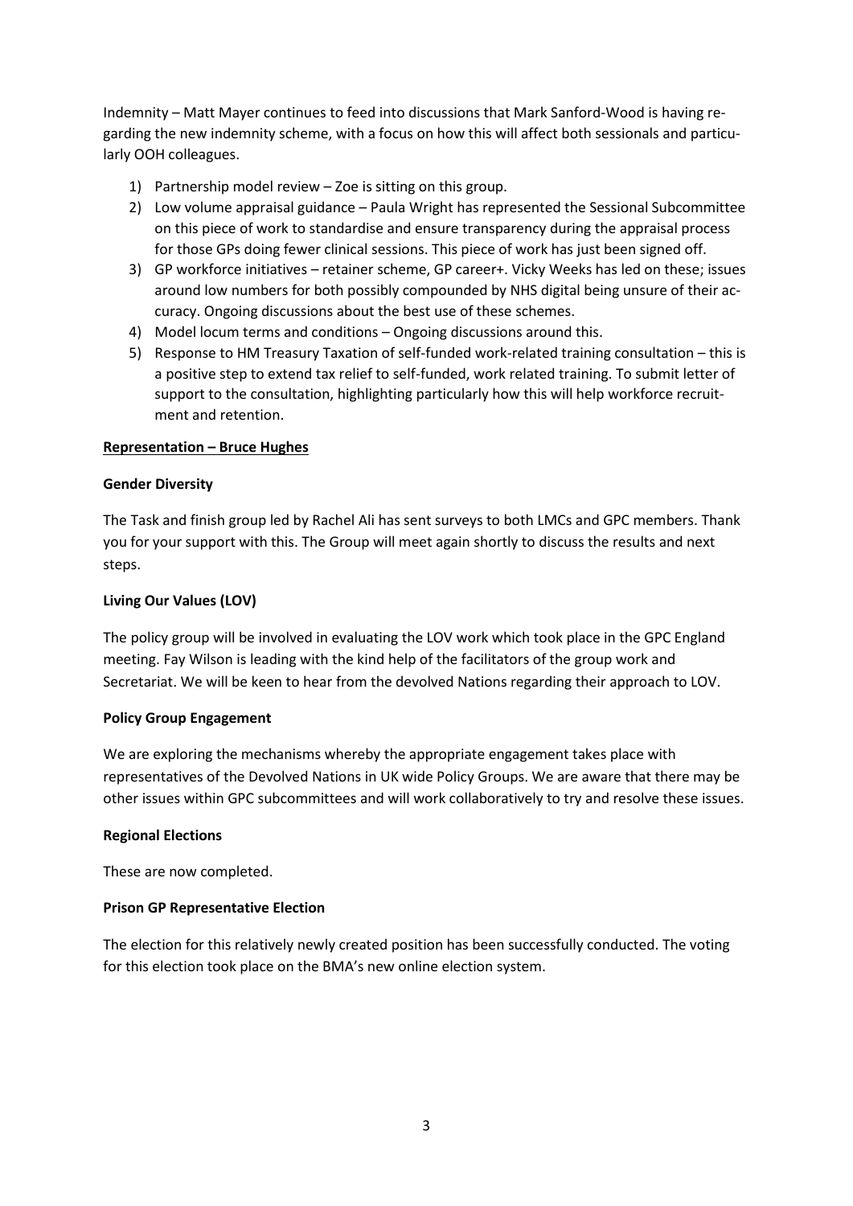Indemnity – Matt Mayer continues to feed into discussions that Mark Sanford-Wood is having regarding the new indemnity scheme, with a focus on how this will affect both sessionals and particularly OOH colleagues.

1) Partnership model review – Zoe is sitting on this group.
2) Low volume appraisal guidance – Paula Wright has represented the Sessional Subcommittee on this piece of work to standardise and ensure transparency during the appraisal process for those GPs doing fewer clinical sessions. This piece of work has just been signed off.
3) GP workforce initiatives – retainer scheme, GP career+. Vicky Weeks has led on these; issues around low numbers for both possibly compounded by NHS digital being unsure of their accuracy. Ongoing discussions about the best use of these schemes.
4) Model locum terms and conditions – Ongoing discussions around this.
5) Response to HM Treasury Taxation of self-funded work-related training consultation – this is a positive step to extend tax relief to self-funded, work related training. To submit letter of support to the consultation, highlighting particularly how this will help workforce recruitment and retention.

**Representation – Bruce Hughes**

**Gender Diversity**

The Task and finish group led by Rachel Ali has sent surveys to both LMCs and GPC members. Thank you for your support with this. The Group will meet again shortly to discuss the results and next steps.

**Living Our Values (LOV)**

The policy group will be involved in evaluating the LOV work which took place in the GPC England meeting. Fay Wilson is leading with the kind help of the facilitators of the group work and Secretariat. We will be keen to hear from the devolved Nations regarding their approach to LOV.

**Policy Group Engagement**

We are exploring the mechanisms whereby the appropriate engagement takes place with representatives of the Devolved Nations in UK wide Policy Groups. We are aware that there may be other issues within GPC subcommittees and will work collaboratively to try and resolve these issues.

**Regional Elections**

These are now completed.

**Prison GP Representative Election**

The election for this relatively newly created position has been successfully conducted. The voting for this election took place on the BMA's new online election system.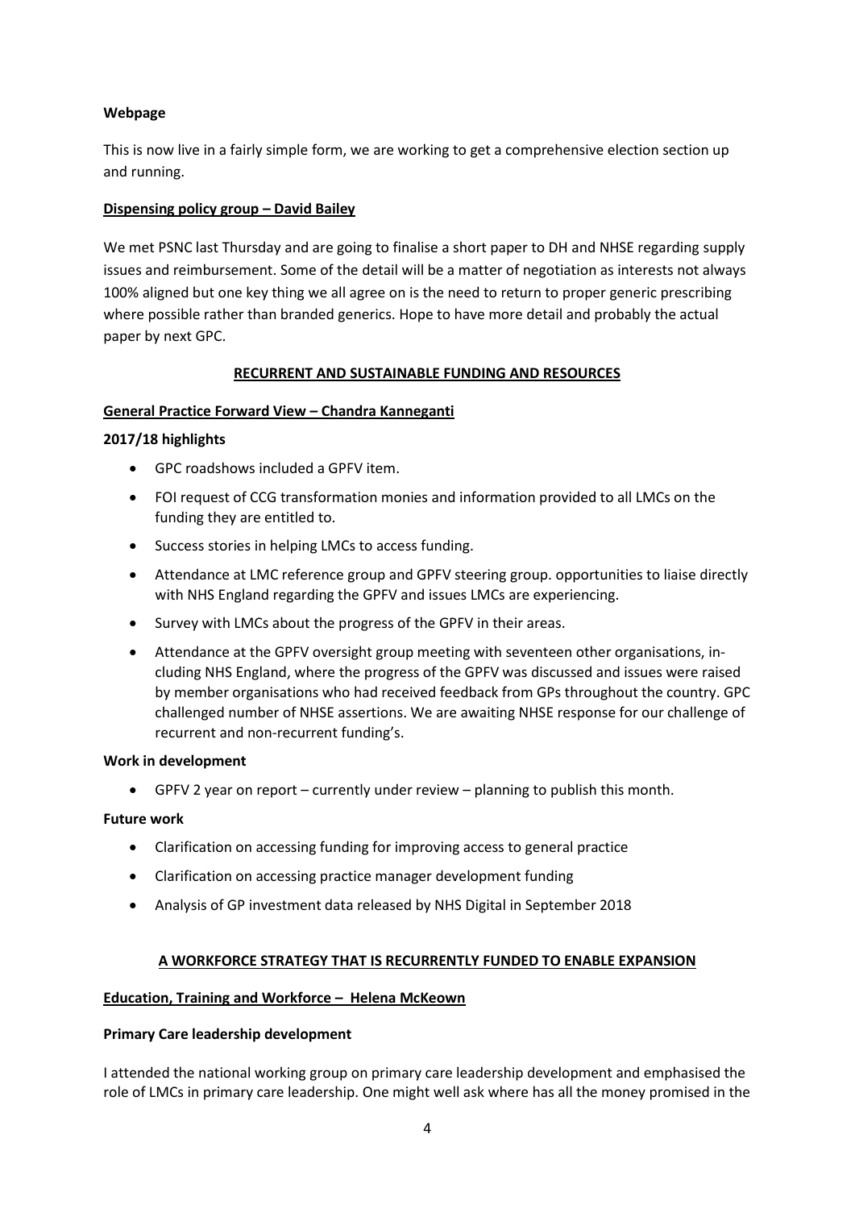**Webpage**

This is now live in a fairly simple form, we are working to get a comprehensive election section up and running.

**Dispensing policy group – David Bailey**

We met PSNC last Thursday and are going to finalise a short paper to DH and NHSE regarding supply issues and reimbursement. Some of the detail will be a matter of negotiation as interests not always 100% aligned but one key thing we all agree on is the need to return to proper generic prescribing where possible rather than branded generics. Hope to have more detail and probably the actual paper by next GPC.

## RECURRENT AND SUSTAINABLE FUNDING AND RESOURCES

**General Practice Forward View – Chandra Kanneganti**

**2017/18 highlights**

- GPC roadshows included a GPFV item.
- FOI request of CCG transformation monies and information provided to all LMCs on the funding they are entitled to.
- Success stories in helping LMCs to access funding.
- Attendance at LMC reference group and GPFV steering group. opportunities to liaise directly with NHS England regarding the GPFV and issues LMCs are experiencing.
- Survey with LMCs about the progress of the GPFV in their areas.
- Attendance at the GPFV oversight group meeting with seventeen other organisations, including NHS England, where the progress of the GPFV was discussed and issues were raised by member organisations who had received feedback from GPs throughout the country. GPC challenged number of NHSE assertions. We are awaiting NHSE response for our challenge of recurrent and non-recurrent funding's.

**Work in development**

- GPFV 2 year on report – currently under review – planning to publish this month.

**Future work**

- Clarification on accessing funding for improving access to general practice
- Clarification on accessing practice manager development funding
- Analysis of GP investment data released by NHS Digital in September 2018

## A WORKFORCE STRATEGY THAT IS RECURRENTLY FUNDED TO ENABLE EXPANSION

**Education, Training and Workforce – Helena McKeown**

**Primary Care leadership development**

I attended the national working group on primary care leadership development and emphasised the role of LMCs in primary care leadership. One might well ask where has all the money promised in the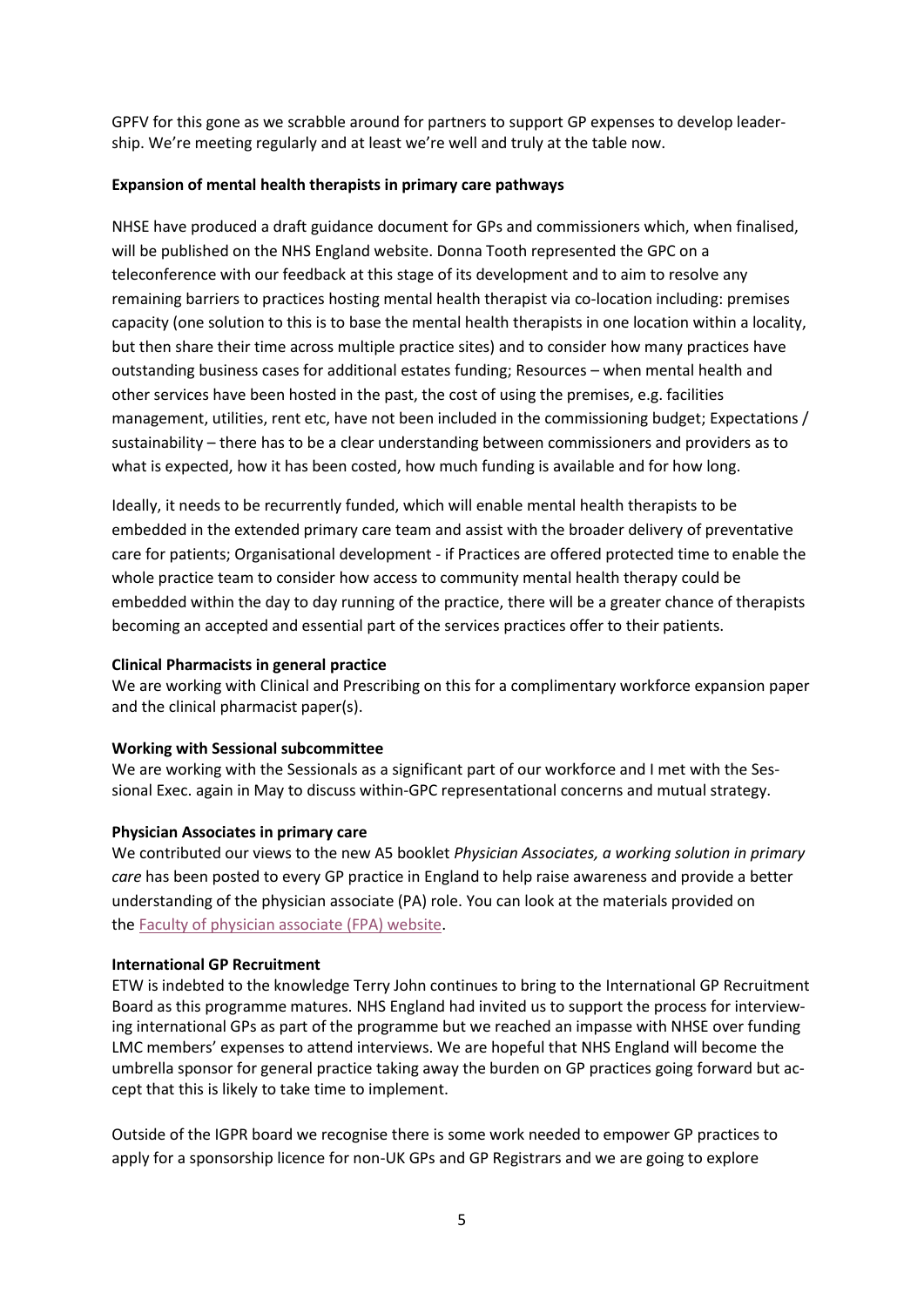GPFV for this gone as we scrabble around for partners to support GP expenses to develop leadership. We're meeting regularly and at least we're well and truly at the table now.

**Expansion of mental health therapists in primary care pathways**

NHSE have produced a draft guidance document for GPs and commissioners which, when finalised, will be published on the NHS England website. Donna Tooth represented the GPC on a teleconference with our feedback at this stage of its development and to aim to resolve any remaining barriers to practices hosting mental health therapist via co-location including: premises capacity (one solution to this is to base the mental health therapists in one location within a locality, but then share their time across multiple practice sites) and to consider how many practices have outstanding business cases for additional estates funding; Resources – when mental health and other services have been hosted in the past, the cost of using the premises, e.g. facilities management, utilities, rent etc, have not been included in the commissioning budget; Expectations / sustainability – there has to be a clear understanding between commissioners and providers as to what is expected, how it has been costed, how much funding is available and for how long.

Ideally, it needs to be recurrently funded, which will enable mental health therapists to be embedded in the extended primary care team and assist with the broader delivery of preventative care for patients; Organisational development - if Practices are offered protected time to enable the whole practice team to consider how access to community mental health therapy could be embedded within the day to day running of the practice, there will be a greater chance of therapists becoming an accepted and essential part of the services practices offer to their patients.

**Clinical Pharmacists in general practice**

We are working with Clinical and Prescribing on this for a complimentary workforce expansion paper and the clinical pharmacist paper(s).

**Working with Sessional subcommittee**

We are working with the Sessionals as a significant part of our workforce and I met with the Sessional Exec. again in May to discuss within-GPC representational concerns and mutual strategy.

**Physician Associates in primary care**

We contributed our views to the new A5 booklet *Physician Associates, a working solution in primary care* has been posted to every GP practice in England to help raise awareness and provide a better understanding of the physician associate (PA) role. You can look at the materials provided on the Faculty of physician associate (FPA) website.

**International GP Recruitment**

ETW is indebted to the knowledge Terry John continues to bring to the International GP Recruitment Board as this programme matures. NHS England had invited us to support the process for interviewing international GPs as part of the programme but we reached an impasse with NHSE over funding LMC members' expenses to attend interviews. We are hopeful that NHS England will become the umbrella sponsor for general practice taking away the burden on GP practices going forward but accept that this is likely to take time to implement.

Outside of the IGPR board we recognise there is some work needed to empower GP practices to apply for a sponsorship licence for non-UK GPs and GP Registrars and we are going to explore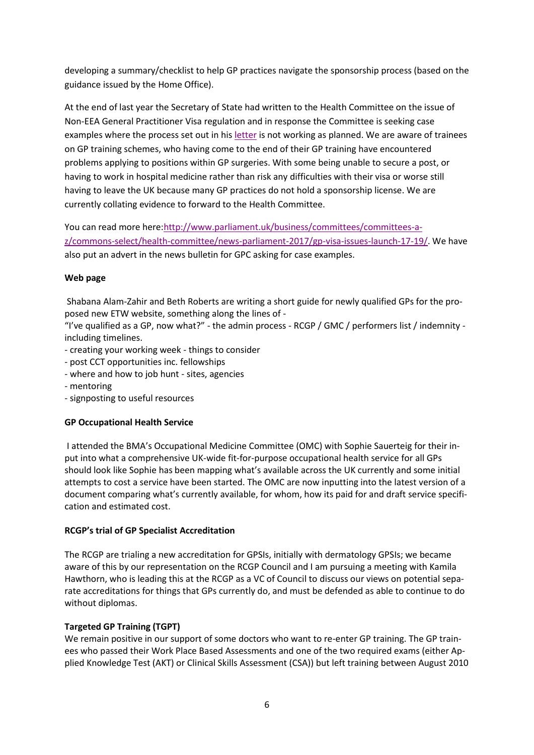developing a summary/checklist to help GP practices navigate the sponsorship process (based on the guidance issued by the Home Office).

At the end of last year the Secretary of State had written to the Health Committee on the issue of Non-EEA General Practitioner Visa regulation and in response the Committee is seeking case examples where the process set out in his letter is not working as planned. We are aware of trainees on GP training schemes, who having come to the end of their GP training have encountered problems applying to positions within GP surgeries. With some being unable to secure a post, or having to work in hospital medicine rather than risk any difficulties with their visa or worse still having to leave the UK because many GP practices do not hold a sponsorship license. We are currently collating evidence to forward to the Health Committee.

You can read more here:http://www.parliament.uk/business/committees/committees-a-z/commons-select/health-committee/news-parliament-2017/gp-visa-issues-launch-17-19/. We have also put an advert in the news bulletin for GPC asking for case examples.

**Web page**

Shabana Alam-Zahir and Beth Roberts are writing a short guide for newly qualified GPs for the proposed new ETW website, something along the lines of -

"I've qualified as a GP, now what?" - the admin process - RCGP / GMC / performers list / indemnity - including timelines.

- creating your working week - things to consider
- post CCT opportunities inc. fellowships
- where and how to job hunt - sites, agencies
- mentoring
- signposting to useful resources

**GP Occupational Health Service**

I attended the BMA's Occupational Medicine Committee (OMC) with Sophie Sauerteig for their input into what a comprehensive UK-wide fit-for-purpose occupational health service for all GPs should look like Sophie has been mapping what's available across the UK currently and some initial attempts to cost a service have been started. The OMC are now inputting into the latest version of a document comparing what's currently available, for whom, how its paid for and draft service specification and estimated cost.

**RCGP's trial of GP Specialist Accreditation**

The RCGP are trialing a new accreditation for GPSIs, initially with dermatology GPSIs; we became aware of this by our representation on the RCGP Council and I am pursuing a meeting with Kamila Hawthorn, who is leading this at the RCGP as a VC of Council to discuss our views on potential separate accreditations for things that GPs currently do, and must be defended as able to continue to do without diplomas.

**Targeted GP Training (TGPT)**

We remain positive in our support of some doctors who want to re-enter GP training. The GP trainees who passed their Work Place Based Assessments and one of the two required exams (either Applied Knowledge Test (AKT) or Clinical Skills Assessment (CSA)) but left training between August 2010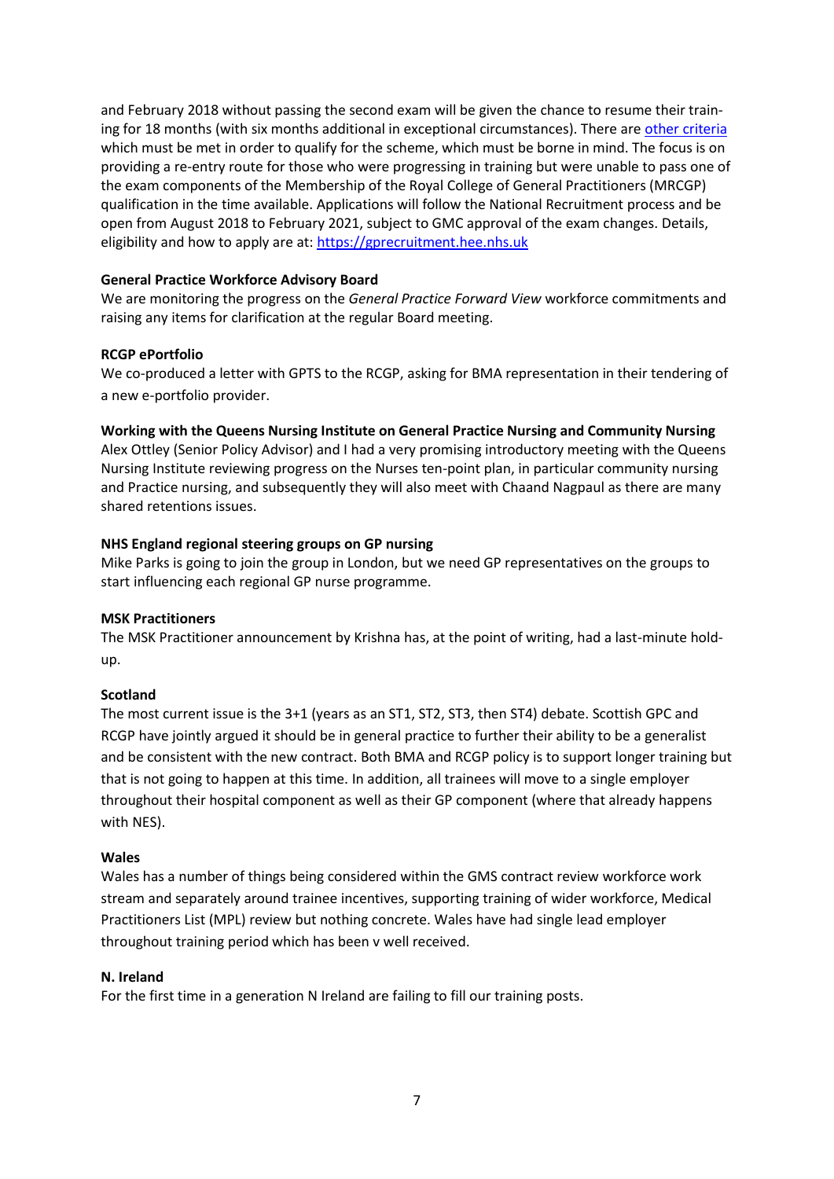and February 2018 without passing the second exam will be given the chance to resume their training for 18 months (with six months additional in exceptional circumstances). There are [other criteria](#) which must be met in order to qualify for the scheme, which must be borne in mind. The focus is on providing a re-entry route for those who were progressing in training but were unable to pass one of the exam components of the Membership of the Royal College of General Practitioners (MRCGP) qualification in the time available. Applications will follow the National Recruitment process and be open from August 2018 to February 2021, subject to GMC approval of the exam changes. Details, eligibility and how to apply are at: [https://gprecruitment.hee.nhs.uk](https://gprecruitment.hee.nhs.uk)

**General Practice Workforce Advisory Board**

We are monitoring the progress on the *General Practice Forward View* workforce commitments and raising any items for clarification at the regular Board meeting.

**RCGP ePortfolio**

We co-produced a letter with GPTS to the RCGP, asking for BMA representation in their tendering of a new e-portfolio provider.

**Working with the Queens Nursing Institute on General Practice Nursing and Community Nursing**

Alex Ottley (Senior Policy Advisor) and I had a very promising introductory meeting with the Queens Nursing Institute reviewing progress on the Nurses ten-point plan, in particular community nursing and Practice nursing, and subsequently they will also meet with Chaand Nagpaul as there are many shared retentions issues.

**NHS England regional steering groups on GP nursing**

Mike Parks is going to join the group in London, but we need GP representatives on the groups to start influencing each regional GP nurse programme.

**MSK Practitioners**

The MSK Practitioner announcement by Krishna has, at the point of writing, had a last-minute hold-up.

**Scotland**

The most current issue is the 3+1 (years as an ST1, ST2, ST3, then ST4) debate. Scottish GPC and RCGP have jointly argued it should be in general practice to further their ability to be a generalist and be consistent with the new contract. Both BMA and RCGP policy is to support longer training but that is not going to happen at this time. In addition, all trainees will move to a single employer throughout their hospital component as well as their GP component (where that already happens with NES).

**Wales**

Wales has a number of things being considered within the GMS contract review workforce work stream and separately around trainee incentives, supporting training of wider workforce, Medical Practitioners List (MPL) review but nothing concrete. Wales have had single lead employer throughout training period which has been v well received.

**N. Ireland**

For the first time in a generation N Ireland are failing to fill our training posts.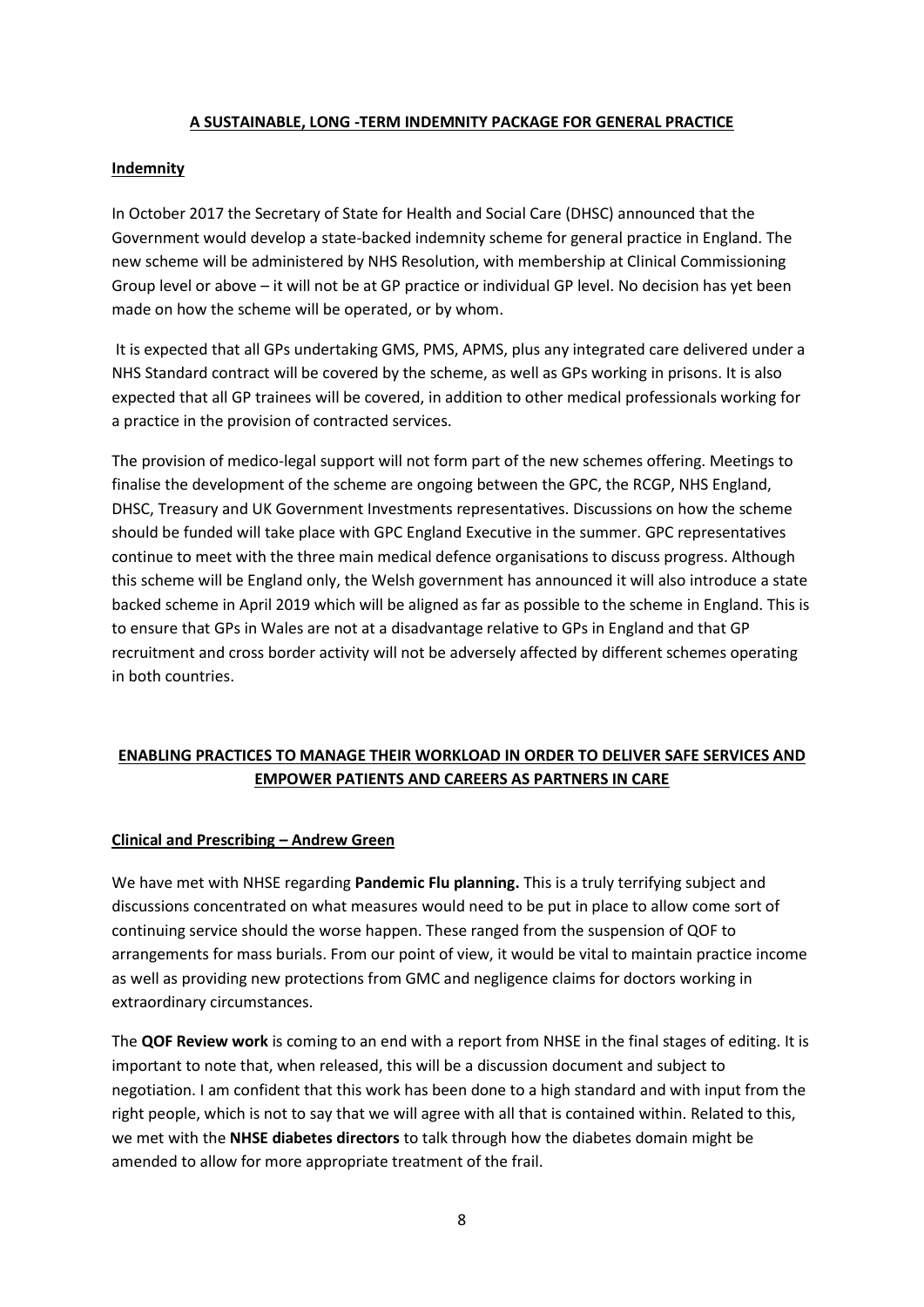## A SUSTAINABLE, LONG -TERM INDEMNITY PACKAGE FOR GENERAL PRACTICE

### Indemnity

In October 2017 the Secretary of State for Health and Social Care (DHSC) announced that the Government would develop a state-backed indemnity scheme for general practice in England. The new scheme will be administered by NHS Resolution, with membership at Clinical Commissioning Group level or above – it will not be at GP practice or individual GP level. No decision has yet been made on how the scheme will be operated, or by whom.

It is expected that all GPs undertaking GMS, PMS, APMS, plus any integrated care delivered under a NHS Standard contract will be covered by the scheme, as well as GPs working in prisons. It is also expected that all GP trainees will be covered, in addition to other medical professionals working for a practice in the provision of contracted services.

The provision of medico-legal support will not form part of the new schemes offering. Meetings to finalise the development of the scheme are ongoing between the GPC, the RCGP, NHS England, DHSC, Treasury and UK Government Investments representatives. Discussions on how the scheme should be funded will take place with GPC England Executive in the summer. GPC representatives continue to meet with the three main medical defence organisations to discuss progress. Although this scheme will be England only, the Welsh government has announced it will also introduce a state backed scheme in April 2019 which will be aligned as far as possible to the scheme in England. This is to ensure that GPs in Wales are not at a disadvantage relative to GPs in England and that GP recruitment and cross border activity will not be adversely affected by different schemes operating in both countries.

## ENABLING PRACTICES TO MANAGE THEIR WORKLOAD IN ORDER TO DELIVER SAFE SERVICES AND EMPOWER PATIENTS AND CAREERS AS PARTNERS IN CARE

### Clinical and Prescribing – Andrew Green

We have met with NHSE regarding **Pandemic Flu planning.** This is a truly terrifying subject and discussions concentrated on what measures would need to be put in place to allow come sort of continuing service should the worse happen. These ranged from the suspension of QOF to arrangements for mass burials. From our point of view, it would be vital to maintain practice income as well as providing new protections from GMC and negligence claims for doctors working in extraordinary circumstances.

The **QOF Review work** is coming to an end with a report from NHSE in the final stages of editing. It is important to note that, when released, this will be a discussion document and subject to negotiation. I am confident that this work has been done to a high standard and with input from the right people, which is not to say that we will agree with all that is contained within. Related to this, we met with the **NHSE diabetes directors** to talk through how the diabetes domain might be amended to allow for more appropriate treatment of the frail.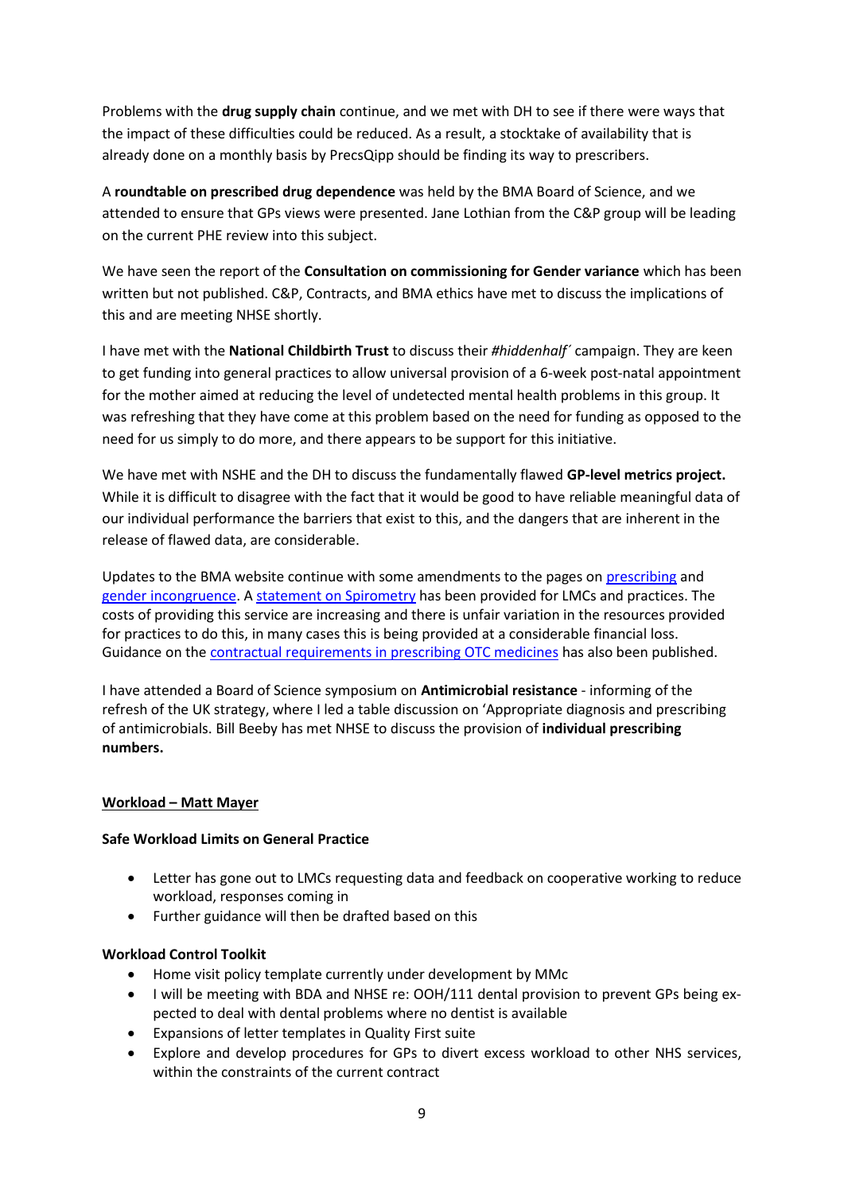Problems with the **drug supply chain** continue, and we met with DH to see if there were ways that the impact of these difficulties could be reduced. As a result, a stocktake of availability that is already done on a monthly basis by PrecsQipp should be finding its way to prescribers.

A **roundtable on prescribed drug dependence** was held by the BMA Board of Science, and we attended to ensure that GPs views were presented. Jane Lothian from the C&P group will be leading on the current PHE review into this subject.

We have seen the report of the **Consultation on commissioning for Gender variance** which has been written but not published. C&P, Contracts, and BMA ethics have met to discuss the implications of this and are meeting NHSE shortly.

I have met with the **National Childbirth Trust** to discuss their *#hiddenhalf´* campaign. They are keen to get funding into general practices to allow universal provision of a 6-week post-natal appointment for the mother aimed at reducing the level of undetected mental health problems in this group. It was refreshing that they have come at this problem based on the need for funding as opposed to the need for us simply to do more, and there appears to be support for this initiative.

We have met with NSHE and the DH to discuss the fundamentally flawed **GP-level metrics project.** While it is difficult to disagree with the fact that it would be good to have reliable meaningful data of our individual performance the barriers that exist to this, and the dangers that are inherent in the release of flawed data, are considerable.

Updates to the BMA website continue with some amendments to the pages on prescribing and gender incongruence. A statement on Spirometry has been provided for LMCs and practices. The costs of providing this service are increasing and there is unfair variation in the resources provided for practices to do this, in many cases this is being provided at a considerable financial loss. Guidance on the contractual requirements in prescribing OTC medicines has also been published.

I have attended a Board of Science symposium on **Antimicrobial resistance** - informing of the refresh of the UK strategy, where I led a table discussion on 'Appropriate diagnosis and prescribing of antimicrobials. Bill Beeby has met NHSE to discuss the provision of **individual prescribing numbers.**

## Workload – Matt Mayer

### Safe Workload Limits on General Practice

- Letter has gone out to LMCs requesting data and feedback on cooperative working to reduce workload, responses coming in
- Further guidance will then be drafted based on this

### Workload Control Toolkit

- Home visit policy template currently under development by MMc
- I will be meeting with BDA and NHSE re: OOH/111 dental provision to prevent GPs being expected to deal with dental problems where no dentist is available
- Expansions of letter templates in Quality First suite
- Explore and develop procedures for GPs to divert excess workload to other NHS services, within the constraints of the current contract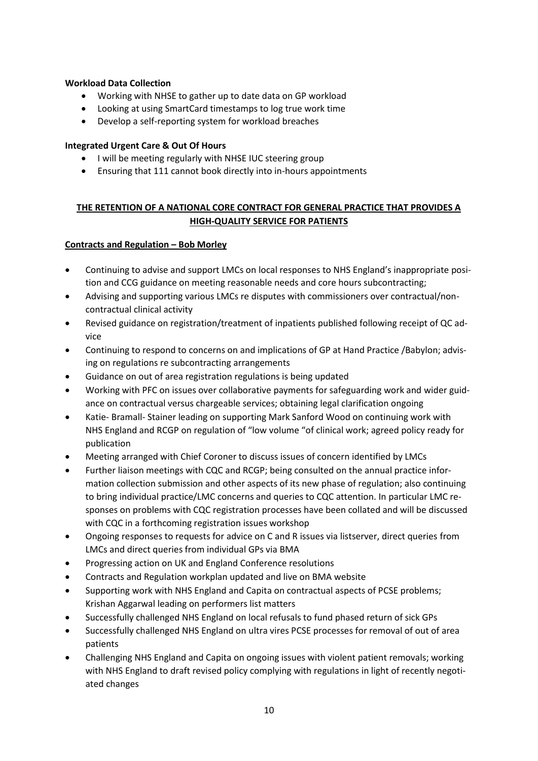**Workload Data Collection**

- Working with NHSE to gather up to date data on GP workload
- Looking at using SmartCard timestamps to log true work time
- Develop a self-reporting system for workload breaches

**Integrated Urgent Care & Out Of Hours**

- I will be meeting regularly with NHSE IUC steering group
- Ensuring that 111 cannot book directly into in-hours appointments

**<u>THE RETENTION OF A NATIONAL CORE CONTRACT FOR GENERAL PRACTICE THAT PROVIDES A HIGH-QUALITY SERVICE FOR PATIENTS</u>**

**<u>Contracts and Regulation – Bob Morley</u>**

- Continuing to advise and support LMCs on local responses to NHS England's inappropriate position and CCG guidance on meeting reasonable needs and core hours subcontracting;
- Advising and supporting various LMCs re disputes with commissioners over contractual/non-contractual clinical activity
- Revised guidance on registration/treatment of inpatients published following receipt of QC advice
- Continuing to respond to concerns on and implications of GP at Hand Practice /Babylon; advising on regulations re subcontracting arrangements
- Guidance on out of area registration regulations is being updated
- Working with PFC on issues over collaborative payments for safeguarding work and wider guidance on contractual versus chargeable services; obtaining legal clarification ongoing
- Katie- Bramall- Stainer leading on supporting Mark Sanford Wood on continuing work with NHS England and RCGP on regulation of "low volume "of clinical work; agreed policy ready for publication
- Meeting arranged with Chief Coroner to discuss issues of concern identified by LMCs
- Further liaison meetings with CQC and RCGP; being consulted on the annual practice information collection submission and other aspects of its new phase of regulation; also continuing to bring individual practice/LMC concerns and queries to CQC attention. In particular LMC responses on problems with CQC registration processes have been collated and will be discussed with CQC in a forthcoming registration issues workshop
- Ongoing responses to requests for advice on C and R issues via listserver, direct queries from LMCs and direct queries from individual GPs via BMA
- Progressing action on UK and England Conference resolutions
- Contracts and Regulation workplan updated and live on BMA website
- Supporting work with NHS England and Capita on contractual aspects of PCSE problems; Krishan Aggarwal leading on performers list matters
- Successfully challenged NHS England on local refusals to fund phased return of sick GPs
- Successfully challenged NHS England on ultra vires PCSE processes for removal of out of area patients
- Challenging NHS England and Capita on ongoing issues with violent patient removals; working with NHS England to draft revised policy complying with regulations in light of recently negotiated changes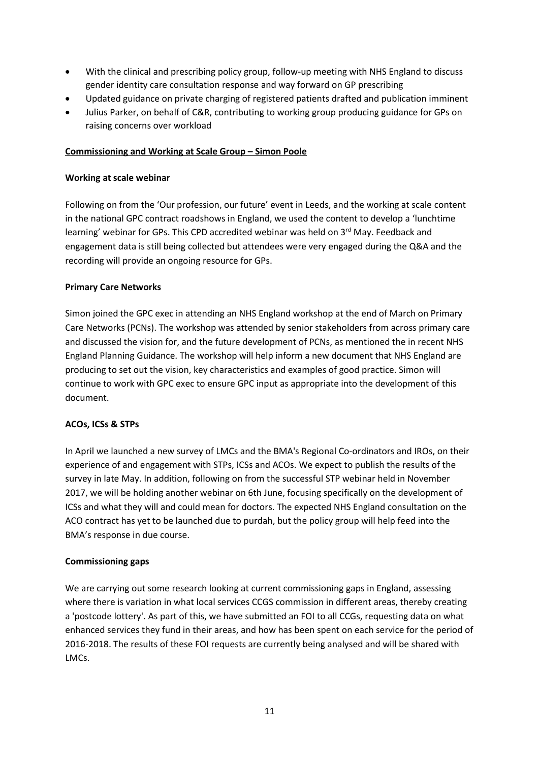- With the clinical and prescribing policy group, follow-up meeting with NHS England to discuss gender identity care consultation response and way forward on GP prescribing
- Updated guidance on private charging of registered patients drafted and publication imminent
- Julius Parker, on behalf of C&R, contributing to working group producing guidance for GPs on raising concerns over workload

**Commissioning and Working at Scale Group – Simon Poole**

**Working at scale webinar**

Following on from the 'Our profession, our future' event in Leeds, and the working at scale content in the national GPC contract roadshows in England, we used the content to develop a 'lunchtime learning' webinar for GPs. This CPD accredited webinar was held on 3rd May. Feedback and engagement data is still being collected but attendees were very engaged during the Q&A and the recording will provide an ongoing resource for GPs.

**Primary Care Networks**

Simon joined the GPC exec in attending an NHS England workshop at the end of March on Primary Care Networks (PCNs). The workshop was attended by senior stakeholders from across primary care and discussed the vision for, and the future development of PCNs, as mentioned the in recent NHS England Planning Guidance. The workshop will help inform a new document that NHS England are producing to set out the vision, key characteristics and examples of good practice. Simon will continue to work with GPC exec to ensure GPC input as appropriate into the development of this document.

**ACOs, ICSs & STPs**

In April we launched a new survey of LMCs and the BMA's Regional Co-ordinators and IROs, on their experience of and engagement with STPs, ICSs and ACOs. We expect to publish the results of the survey in late May. In addition, following on from the successful STP webinar held in November 2017, we will be holding another webinar on 6th June, focusing specifically on the development of ICSs and what they will and could mean for doctors. The expected NHS England consultation on the ACO contract has yet to be launched due to purdah, but the policy group will help feed into the BMA's response in due course.

**Commissioning gaps**

We are carrying out some research looking at current commissioning gaps in England, assessing where there is variation in what local services CCGS commission in different areas, thereby creating a 'postcode lottery'. As part of this, we have submitted an FOI to all CCGs, requesting data on what enhanced services they fund in their areas, and how has been spent on each service for the period of 2016-2018. The results of these FOI requests are currently being analysed and will be shared with LMCs.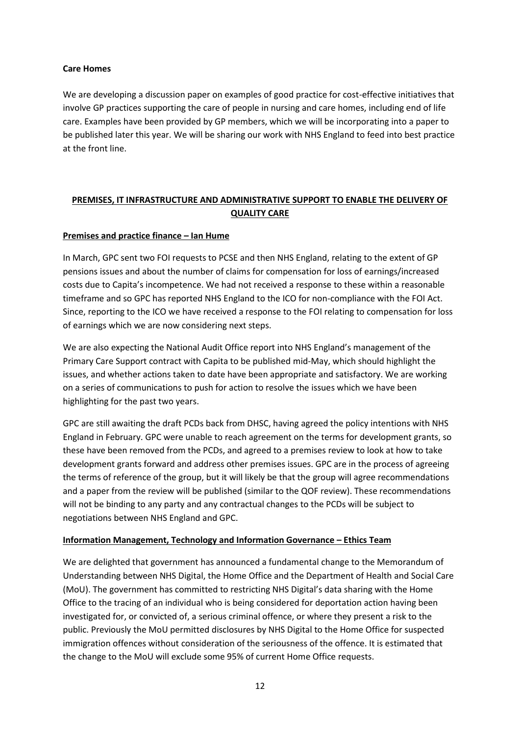**Care Homes**

We are developing a discussion paper on examples of good practice for cost-effective initiatives that involve GP practices supporting the care of people in nursing and care homes, including end of life care. Examples have been provided by GP members, which we will be incorporating into a paper to be published later this year. We will be sharing our work with NHS England to feed into best practice at the front line.

## PREMISES, IT INFRASTRUCTURE AND ADMINISTRATIVE SUPPORT TO ENABLE THE DELIVERY OF QUALITY CARE

### Premises and practice finance – Ian Hume

In March, GPC sent two FOI requests to PCSE and then NHS England, relating to the extent of GP pensions issues and about the number of claims for compensation for loss of earnings/increased costs due to Capita's incompetence. We had not received a response to these within a reasonable timeframe and so GPC has reported NHS England to the ICO for non-compliance with the FOI Act. Since, reporting to the ICO we have received a response to the FOI relating to compensation for loss of earnings which we are now considering next steps.

We are also expecting the National Audit Office report into NHS England's management of the Primary Care Support contract with Capita to be published mid-May, which should highlight the issues, and whether actions taken to date have been appropriate and satisfactory. We are working on a series of communications to push for action to resolve the issues which we have been highlighting for the past two years.

GPC are still awaiting the draft PCDs back from DHSC, having agreed the policy intentions with NHS England in February. GPC were unable to reach agreement on the terms for development grants, so these have been removed from the PCDs, and agreed to a premises review to look at how to take development grants forward and address other premises issues. GPC are in the process of agreeing the terms of reference of the group, but it will likely be that the group will agree recommendations and a paper from the review will be published (similar to the QOF review). These recommendations will not be binding to any party and any contractual changes to the PCDs will be subject to negotiations between NHS England and GPC.

### Information Management, Technology and Information Governance – Ethics Team

We are delighted that government has announced a fundamental change to the Memorandum of Understanding between NHS Digital, the Home Office and the Department of Health and Social Care (MoU). The government has committed to restricting NHS Digital's data sharing with the Home Office to the tracing of an individual who is being considered for deportation action having been investigated for, or convicted of, a serious criminal offence, or where they present a risk to the public. Previously the MoU permitted disclosures by NHS Digital to the Home Office for suspected immigration offences without consideration of the seriousness of the offence. It is estimated that the change to the MoU will exclude some 95% of current Home Office requests.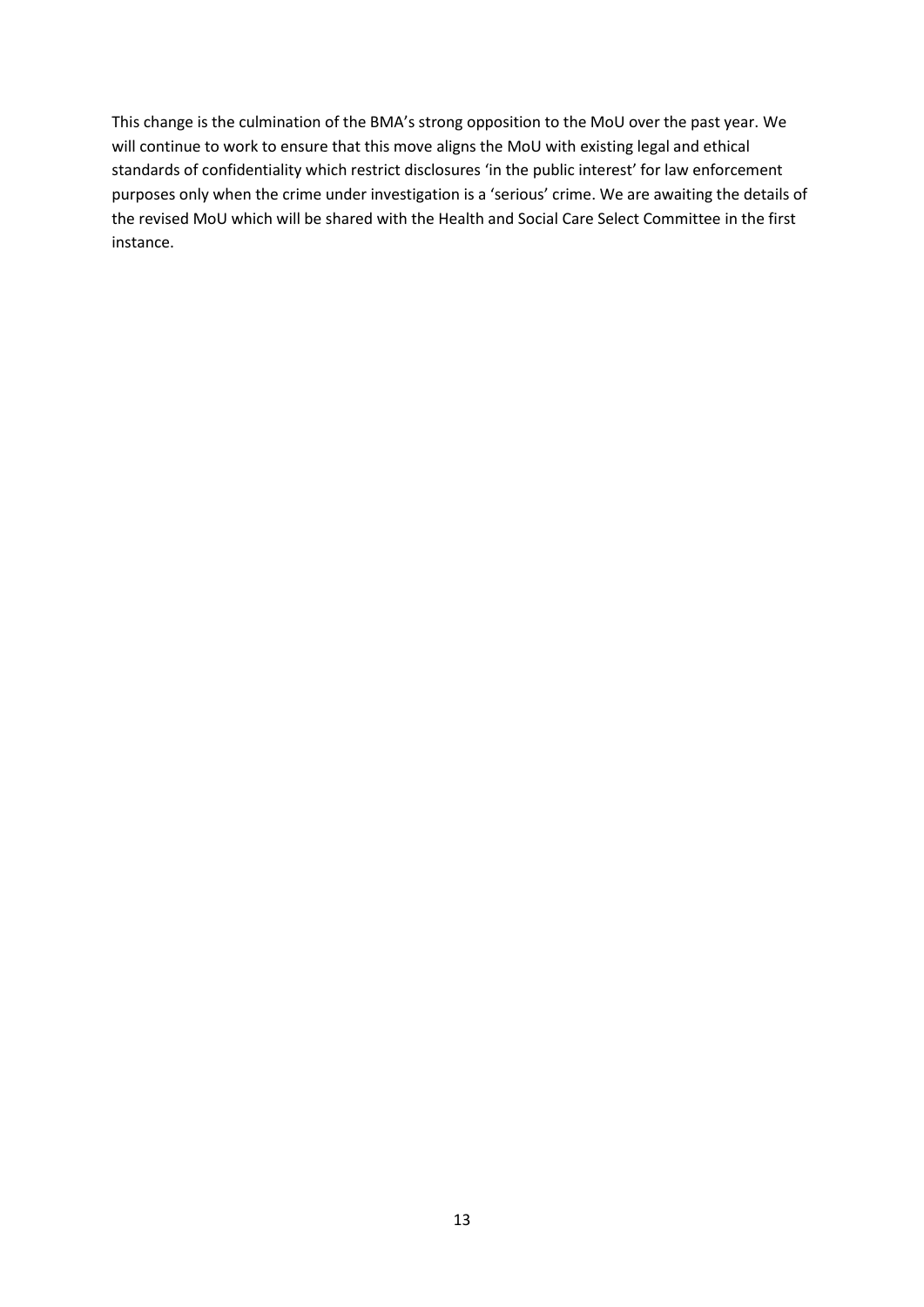This change is the culmination of the BMA's strong opposition to the MoU over the past year. We will continue to work to ensure that this move aligns the MoU with existing legal and ethical standards of confidentiality which restrict disclosures 'in the public interest' for law enforcement purposes only when the crime under investigation is a 'serious' crime. We are awaiting the details of the revised MoU which will be shared with the Health and Social Care Select Committee in the first instance.